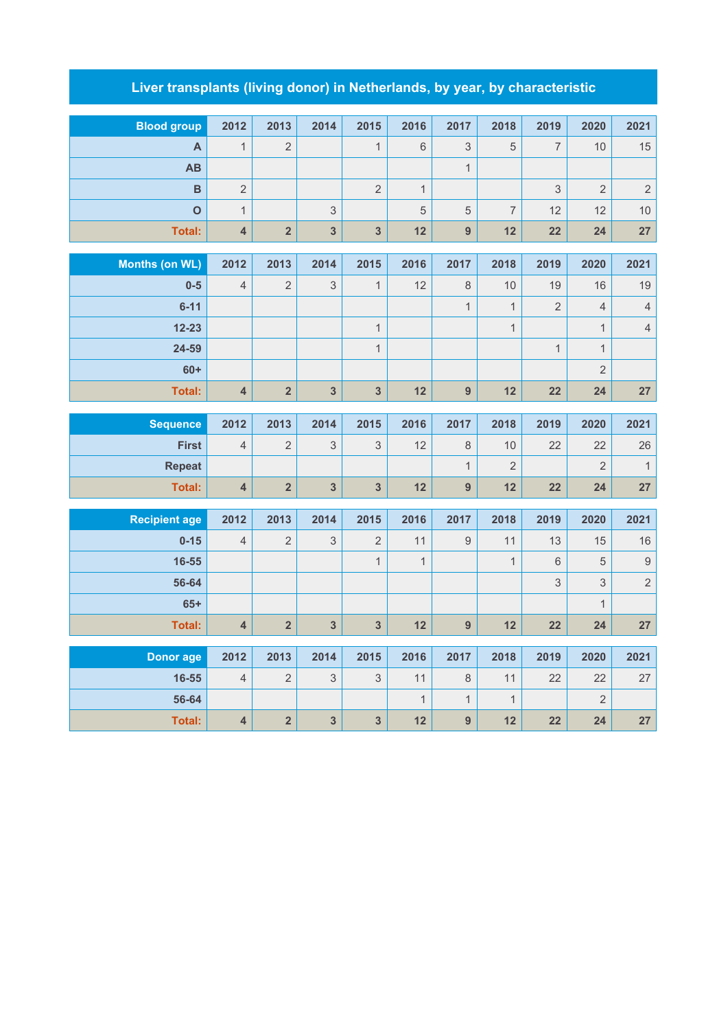# Liver transplants (living donor) in Netherlands, by year, by characteristic

| Blood group | 2012 | 2013 | 2014 | 2015 | 2016 | 2017 | 2018 | 2019 | 2020 | 2021 |
|---|---|---|---|---|---|---|---|---|---|---|
| A | 1 | 2 | | 1 | 6 | 3 | 5 | 7 | 10 | 15 |
| AB | | | | | | 1 | | | | |
| B | 2 | | | 2 | 1 | | | 3 | 2 | 2 |
| O | 1 | | 3 | | 5 | 5 | 7 | 12 | 12 | 10 |
| **Total:** | **4** | **2** | **3** | **3** | **12** | **9** | **12** | **22** | **24** | **27** |

| Months (on WL) | 2012 | 2013 | 2014 | 2015 | 2016 | 2017 | 2018 | 2019 | 2020 | 2021 |
|---|---|---|---|---|---|---|---|---|---|---|
| 0-5 | 4 | 2 | 3 | 1 | 12 | 8 | 10 | 19 | 16 | 19 |
| 6-11 | | | | | | 1 | 1 | 2 | 4 | 4 |
| 12-23 | | | | 1 | | | 1 | | 1 | 4 |
| 24-59 | | | | 1 | | | | 1 | 1 | |
| 60+ | | | | | | | | | 2 | |
| **Total:** | **4** | **2** | **3** | **3** | **12** | **9** | **12** | **22** | **24** | **27** |

| Sequence | 2012 | 2013 | 2014 | 2015 | 2016 | 2017 | 2018 | 2019 | 2020 | 2021 |
|---|---|---|---|---|---|---|---|---|---|---|
| First | 4 | 2 | 3 | 3 | 12 | 8 | 10 | 22 | 22 | 26 |
| Repeat | | | | | | 1 | 2 | | 2 | 1 |
| **Total:** | **4** | **2** | **3** | **3** | **12** | **9** | **12** | **22** | **24** | **27** |

| Recipient age | 2012 | 2013 | 2014 | 2015 | 2016 | 2017 | 2018 | 2019 | 2020 | 2021 |
|---|---|---|---|---|---|---|---|---|---|---|
| 0-15 | 4 | 2 | 3 | 2 | 11 | 9 | 11 | 13 | 15 | 16 |
| 16-55 | | | | 1 | 1 | | 1 | 6 | 5 | 9 |
| 56-64 | | | | | | | | 3 | 3 | 2 |
| 65+ | | | | | | | | | 1 | |
| **Total:** | **4** | **2** | **3** | **3** | **12** | **9** | **12** | **22** | **24** | **27** |

| Donor age | 2012 | 2013 | 2014 | 2015 | 2016 | 2017 | 2018 | 2019 | 2020 | 2021 |
|---|---|---|---|---|---|---|---|---|---|---|
| 16-55 | 4 | 2 | 3 | 3 | 11 | 8 | 11 | 22 | 22 | 27 |
| 56-64 | | | | | 1 | 1 | 1 | | 2 | |
| **Total:** | **4** | **2** | **3** | **3** | **12** | **9** | **12** | **22** | **24** | **27** |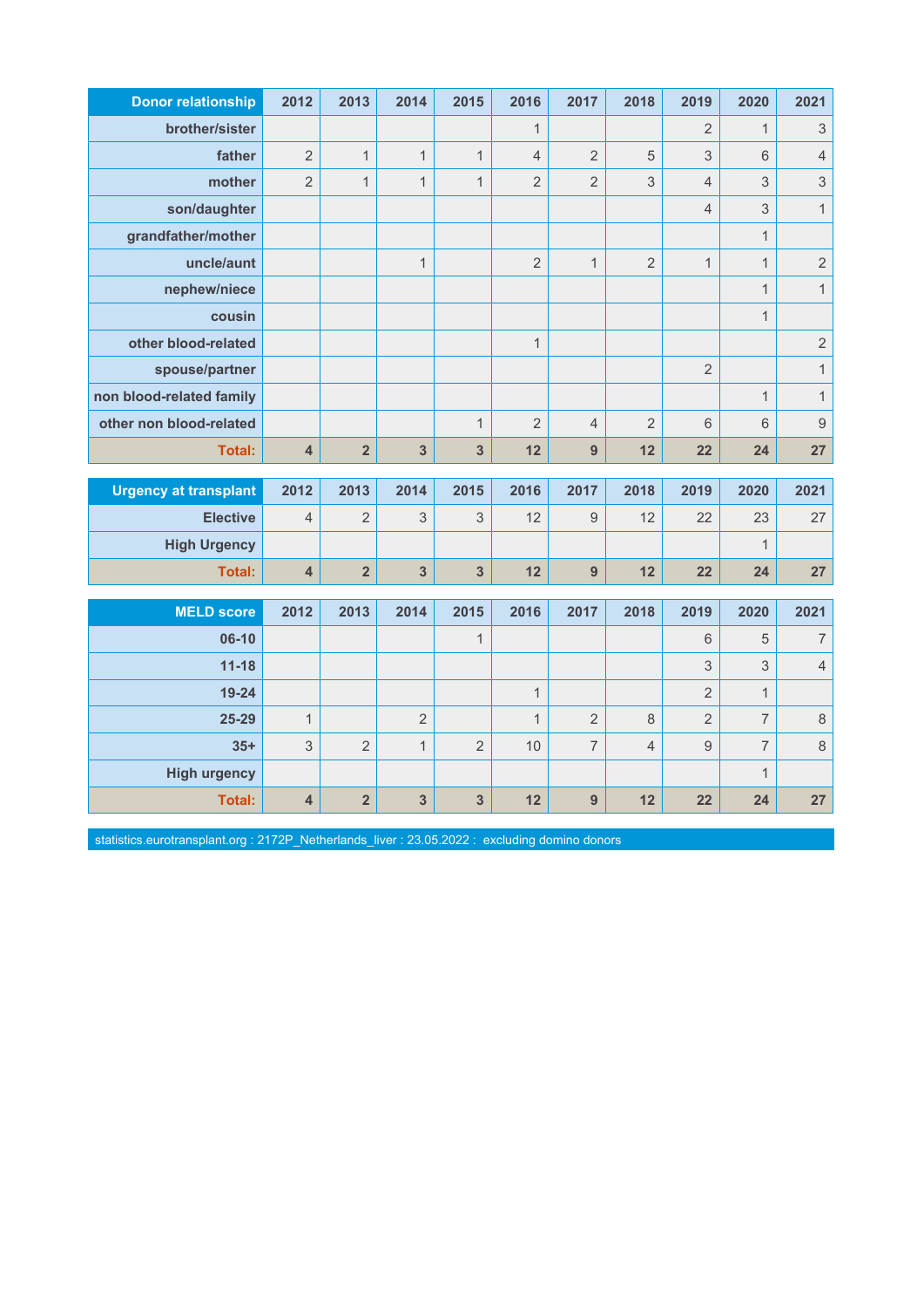| Donor relationship | 2012 | 2013 | 2014 | 2015 | 2016 | 2017 | 2018 | 2019 | 2020 | 2021 |
|---|---|---|---|---|---|---|---|---|---|---|
| brother/sister | | | | | 1 | | | 2 | 1 | 3 |
| father | 2 | 1 | 1 | 1 | 4 | 2 | 5 | 3 | 6 | 4 |
| mother | 2 | 1 | 1 | 1 | 2 | 2 | 3 | 4 | 3 | 3 |
| son/daughter | | | | | | | | 4 | 3 | 1 |
| grandfather/mother | | | | | | | | | 1 | |
| uncle/aunt | | | 1 | | 2 | 1 | 2 | 1 | 1 | 2 |
| nephew/niece | | | | | | | | | 1 | 1 |
| cousin | | | | | | | | | 1 | |
| other blood-related | | | | | 1 | | | | | 2 |
| spouse/partner | | | | | | | | 2 | | 1 |
| non blood-related family | | | | | | | | | 1 | 1 |
| other non blood-related | | | | 1 | 2 | 4 | 2 | 6 | 6 | 9 |
| **Total:** | **4** | **2** | **3** | **3** | **12** | **9** | **12** | **22** | **24** | **27** |

| Urgency at transplant | 2012 | 2013 | 2014 | 2015 | 2016 | 2017 | 2018 | 2019 | 2020 | 2021 |
|---|---|---|---|---|---|---|---|---|---|---|
| Elective | 4 | 2 | 3 | 3 | 12 | 9 | 12 | 22 | 23 | 27 |
| High Urgency | | | | | | | | | 1 | |
| **Total:** | **4** | **2** | **3** | **3** | **12** | **9** | **12** | **22** | **24** | **27** |

| MELD score | 2012 | 2013 | 2014 | 2015 | 2016 | 2017 | 2018 | 2019 | 2020 | 2021 |
|---|---|---|---|---|---|---|---|---|---|---|
| 06-10 | | | | 1 | | | | 6 | 5 | 7 |
| 11-18 | | | | | | | | 3 | 3 | 4 |
| 19-24 | | | | | 1 | | | 2 | 1 | |
| 25-29 | 1 | | 2 | | 1 | 2 | 8 | 2 | 7 | 8 |
| 35+ | 3 | 2 | 1 | 2 | 10 | 7 | 4 | 9 | 7 | 8 |
| High urgency | | | | | | | | | 1 | |
| **Total:** | **4** | **2** | **3** | **3** | **12** | **9** | **12** | **22** | **24** | **27** |

statistics.eurotransplant.org : 2172P_Netherlands_liver : 23.05.2022 : excluding domino donors